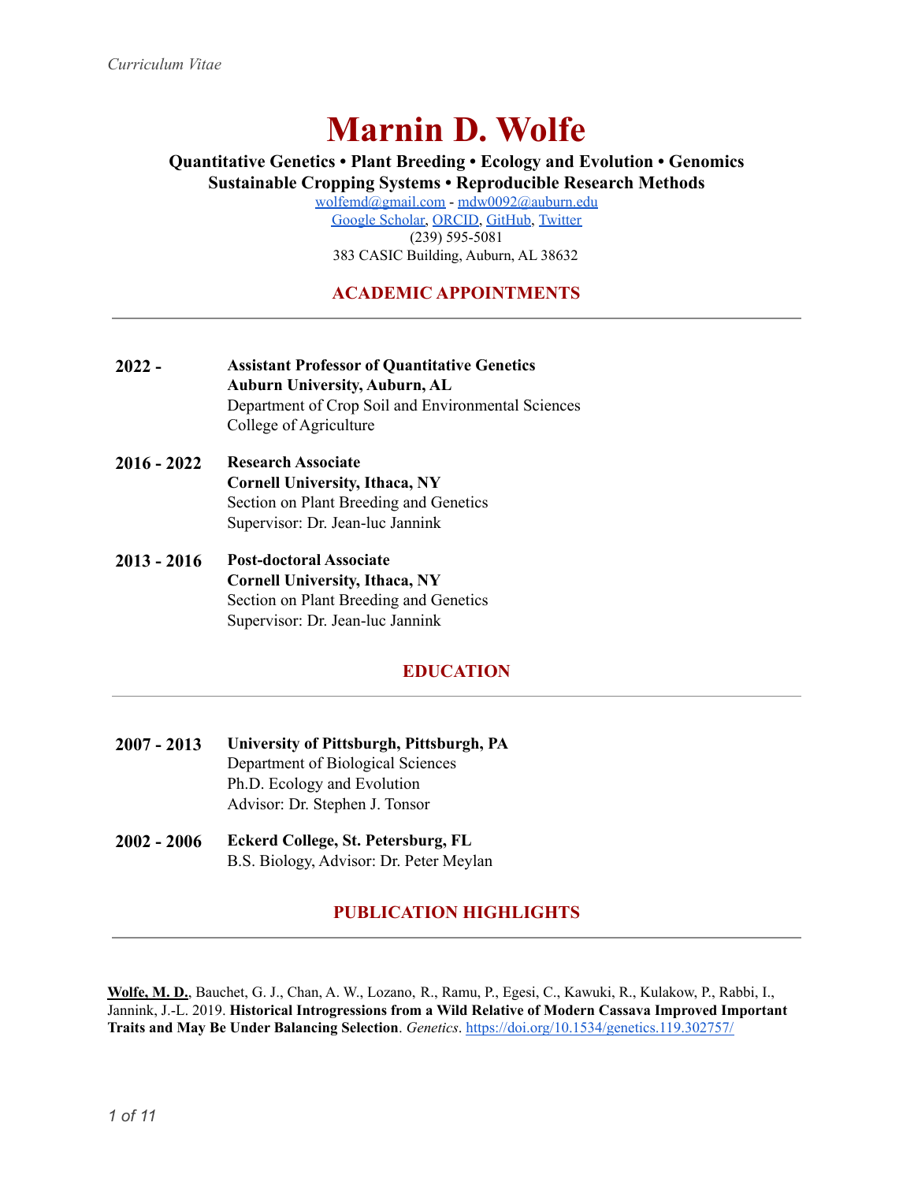*Curriculum Vitae*

# Marnin D. Wolfe

**Quantitative Genetics • Plant Breeding • Ecology and Evolution • Genomics**
**Sustainable Cropping Systems • Reproducible Research Methods**

wolfemd@gmail.com - mdw0092@auburn.edu
Google Scholar, ORCID, GitHub, Twitter
(239) 595-5081
383 CASIC Building, Auburn, AL 38632

## ACADEMIC APPOINTMENTS

**2022 -** **Assistant Professor of Quantitative Genetics**
**Auburn University, Auburn, AL**
Department of Crop Soil and Environmental Sciences
College of Agriculture

**2016 - 2022** **Research Associate**
**Cornell University, Ithaca, NY**
Section on Plant Breeding and Genetics
Supervisor: Dr. Jean-luc Jannink

**2013 - 2016** **Post-doctoral Associate**
**Cornell University, Ithaca, NY**
Section on Plant Breeding and Genetics
Supervisor: Dr. Jean-luc Jannink

## EDUCATION

**2007 - 2013** **University of Pittsburgh, Pittsburgh, PA**
Department of Biological Sciences
Ph.D. Ecology and Evolution
Advisor: Dr. Stephen J. Tonsor

**2002 - 2006** **Eckerd College, St. Petersburg, FL**
B.S. Biology, Advisor: Dr. Peter Meylan

## PUBLICATION HIGHLIGHTS

**Wolfe, M. D.**, Bauchet, G. J., Chan, A. W., Lozano, R., Ramu, P., Egesi, C., Kawuki, R., Kulakow, P., Rabbi, I., Jannink, J.-L. 2019. **Historical Introgressions from a Wild Relative of Modern Cassava Improved Important Traits and May Be Under Balancing Selection**. *Genetics*. https://doi.org/10.1534/genetics.119.302757/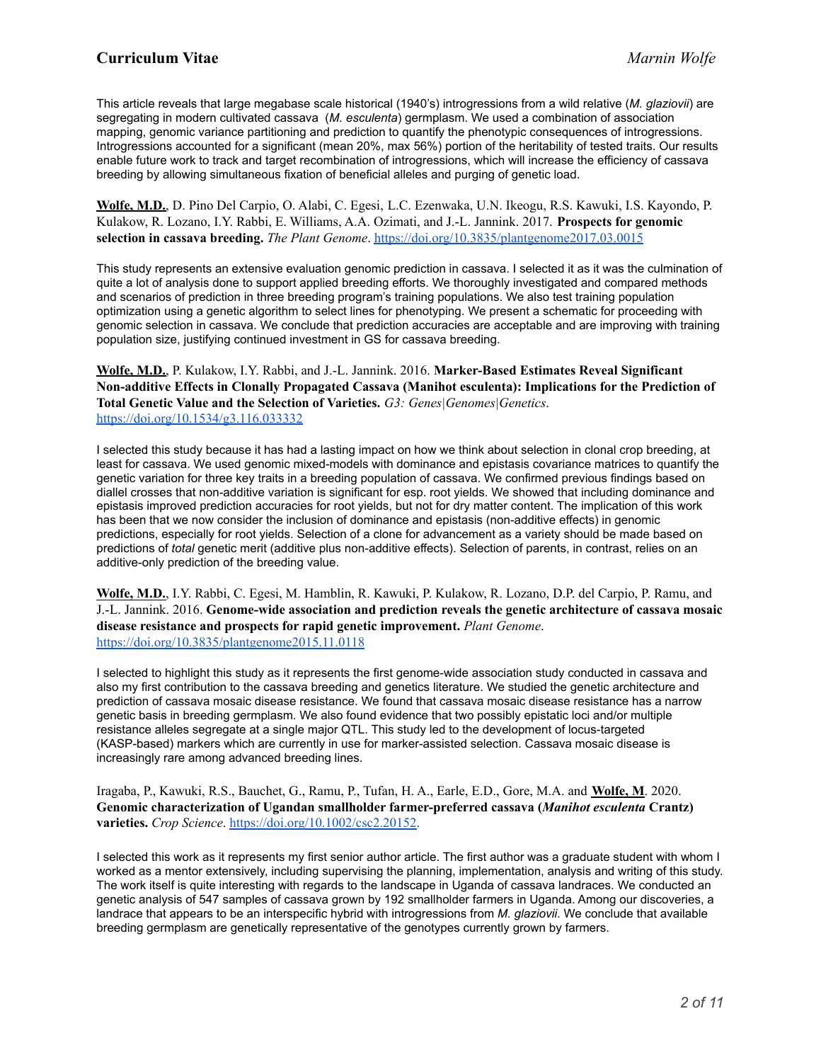This article reveals that large megabase scale historical (1940's) introgressions from a wild relative (*M. glaziovii*) are segregating in modern cultivated cassava (*M. esculenta*) germplasm. We used a combination of association mapping, genomic variance partitioning and prediction to quantify the phenotypic consequences of introgressions. Introgressions accounted for a significant (mean 20%, max 56%) portion of the heritability of tested traits. Our results enable future work to track and target recombination of introgressions, which will increase the efficiency of cassava breeding by allowing simultaneous fixation of beneficial alleles and purging of genetic load.

**Wolfe, M.D.**, D. Pino Del Carpio, O. Alabi, C. Egesi, L.C. Ezenwaka, U.N. Ikeogu, R.S. Kawuki, I.S. Kayondo, P. Kulakow, R. Lozano, I.Y. Rabbi, E. Williams, A.A. Ozimati, and J.-L. Jannink. 2017. **Prospects for genomic selection in cassava breeding.** *The Plant Genome*. https://doi.org/10.3835/plantgenome2017.03.0015

This study represents an extensive evaluation genomic prediction in cassava. I selected it as it was the culmination of quite a lot of analysis done to support applied breeding efforts. We thoroughly investigated and compared methods and scenarios of prediction in three breeding program's training populations. We also test training population optimization using a genetic algorithm to select lines for phenotyping. We present a schematic for proceeding with genomic selection in cassava. We conclude that prediction accuracies are acceptable and are improving with training population size, justifying continued investment in GS for cassava breeding.

**Wolfe, M.D.**, P. Kulakow, I.Y. Rabbi, and J.-L. Jannink. 2016. **Marker-Based Estimates Reveal Significant Non-additive Effects in Clonally Propagated Cassava (Manihot esculenta): Implications for the Prediction of Total Genetic Value and the Selection of Varieties.** *G3: Genes|Genomes|Genetics*. https://doi.org/10.1534/g3.116.033332

I selected this study because it has had a lasting impact on how we think about selection in clonal crop breeding, at least for cassava. We used genomic mixed-models with dominance and epistasis covariance matrices to quantify the genetic variation for three key traits in a breeding population of cassava. We confirmed previous findings based on diallel crosses that non-additive variation is significant for esp. root yields. We showed that including dominance and epistasis improved prediction accuracies for root yields, but not for dry matter content. The implication of this work has been that we now consider the inclusion of dominance and epistasis (non-additive effects) in genomic predictions, especially for root yields. Selection of a clone for advancement as a variety should be made based on predictions of *total* genetic merit (additive plus non-additive effects). Selection of parents, in contrast, relies on an additive-only prediction of the breeding value.

**Wolfe, M.D.**, I.Y. Rabbi, C. Egesi, M. Hamblin, R. Kawuki, P. Kulakow, R. Lozano, D.P. del Carpio, P. Ramu, and J.-L. Jannink. 2016. **Genome-wide association and prediction reveals the genetic architecture of cassava mosaic disease resistance and prospects for rapid genetic improvement.** *Plant Genome*. https://doi.org/10.3835/plantgenome2015.11.0118

I selected to highlight this study as it represents the first genome-wide association study conducted in cassava and also my first contribution to the cassava breeding and genetics literature. We studied the genetic architecture and prediction of cassava mosaic disease resistance. We found that cassava mosaic disease resistance has a narrow genetic basis in breeding germplasm. We also found evidence that two possibly epistatic loci and/or multiple resistance alleles segregate at a single major QTL. This study led to the development of locus-targeted (KASP-based) markers which are currently in use for marker-assisted selection. Cassava mosaic disease is increasingly rare among advanced breeding lines.

Iragaba, P., Kawuki, R.S., Bauchet, G., Ramu, P., Tufan, H. A., Earle, E.D., Gore, M.A. and **Wolfe, M**. 2020. **Genomic characterization of Ugandan smallholder farmer-preferred cassava (*Manihot esculenta* Crantz) varieties.** *Crop Science*. https://doi.org/10.1002/csc2.20152.

I selected this work as it represents my first senior author article. The first author was a graduate student with whom I worked as a mentor extensively, including supervising the planning, implementation, analysis and writing of this study. The work itself is quite interesting with regards to the landscape in Uganda of cassava landraces. We conducted an genetic analysis of 547 samples of cassava grown by 192 smallholder farmers in Uganda. Among our discoveries, a landrace that appears to be an interspecific hybrid with introgressions from *M. glaziovii*. We conclude that available breeding germplasm are genetically representative of the genotypes currently grown by farmers.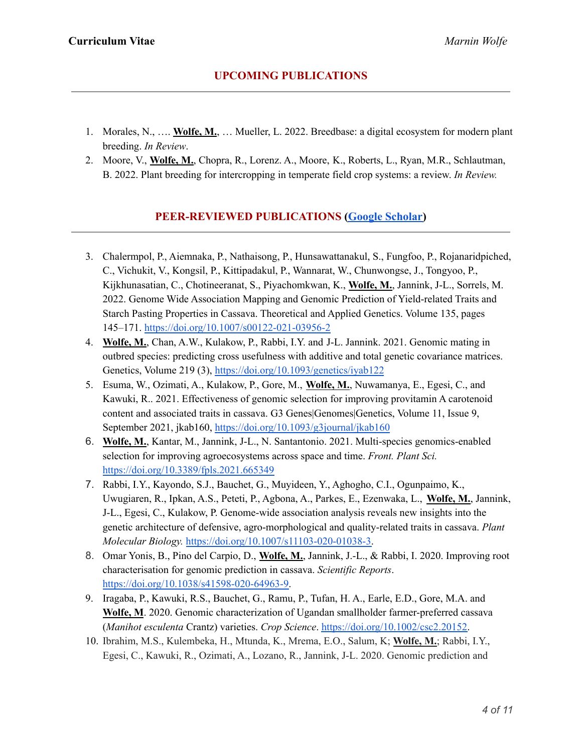## UPCOMING PUBLICATIONS

1. Morales, N., …. **Wolfe, M.**, … Mueller, L. 2022. Breedbase: a digital ecosystem for modern plant breeding. *In Review*.
2. Moore, V., **Wolfe, M.**, Chopra, R., Lorenz. A., Moore, K., Roberts, L., Ryan, M.R., Schlautman, B. 2022. Plant breeding for intercropping in temperate field crop systems: a review. *In Review.*

## PEER-REVIEWED PUBLICATIONS ([Google Scholar](Google Scholar))

3. Chalermpol, P., Aiemnaka, P., Nathaisong, P., Hunsawattanakul, S., Fungfoo, P., Rojanaridpiched, C., Vichukit, V., Kongsil, P., Kittipadakul, P., Wannarat, W., Chunwongse, J., Tongyoo, P., Kijkhunasatian, C., Chotineeranat, S., Piyachomkwan, K., **Wolfe, M.**, Jannink, J-L., Sorrels, M. 2022. Genome Wide Association Mapping and Genomic Prediction of Yield-related Traits and Starch Pasting Properties in Cassava. Theoretical and Applied Genetics. Volume 135, pages 145–171. https://doi.org/10.1007/s00122-021-03956-2
4. **Wolfe, M.**, Chan, A.W., Kulakow, P., Rabbi, I.Y. and J-L. Jannink. 2021. Genomic mating in outbred species: predicting cross usefulness with additive and total genetic covariance matrices. Genetics, Volume 219 (3), https://doi.org/10.1093/genetics/iyab122
5. Esuma, W., Ozimati, A., Kulakow, P., Gore, M., **Wolfe, M.**, Nuwamanya, E., Egesi, C., and Kawuki, R.. 2021. Effectiveness of genomic selection for improving provitamin A carotenoid content and associated traits in cassava. G3 Genes|Genomes|Genetics, Volume 11, Issue 9, September 2021, jkab160, https://doi.org/10.1093/g3journal/jkab160
6. **Wolfe, M.**, Kantar, M., Jannink, J-L., N. Santantonio. 2021. Multi-species genomics-enabled selection for improving agroecosystems across space and time. *Front. Plant Sci.* https://doi.org/10.3389/fpls.2021.665349
7. Rabbi, I.Y., Kayondo, S.J., Bauchet, G., Muyideen, Y., Aghogho, C.I., Ogunpaimo, K., Uwugiaren, R., Ipkan, A.S., Peteti, P., Agbona, A., Parkes, E., Ezenwaka, L., **Wolfe, M.**, Jannink, J-L., Egesi, C., Kulakow, P. Genome-wide association analysis reveals new insights into the genetic architecture of defensive, agro-morphological and quality-related traits in cassava. *Plant Molecular Biology.* https://doi.org/10.1007/s11103-020-01038-3.
8. Omar Yonis, B., Pino del Carpio, D., **Wolfe, M.**, Jannink, J.-L., & Rabbi, I. 2020. Improving root characterisation for genomic prediction in cassava. *Scientific Reports*. https://doi.org/10.1038/s41598-020-64963-9.
9. Iragaba, P., Kawuki, R.S., Bauchet, G., Ramu, P., Tufan, H. A., Earle, E.D., Gore, M.A. and **Wolfe, M**. 2020. Genomic characterization of Ugandan smallholder farmer-preferred cassava (*Manihot esculenta* Crantz) varieties. *Crop Science*. https://doi.org/10.1002/csc2.20152.
10. Ibrahim, M.S., Kulembeka, H., Mtunda, K., Mrema, E.O., Salum, K; **Wolfe, M.**; Rabbi, I.Y., Egesi, C., Kawuki, R., Ozimati, A., Lozano, R., Jannink, J-L. 2020. Genomic prediction and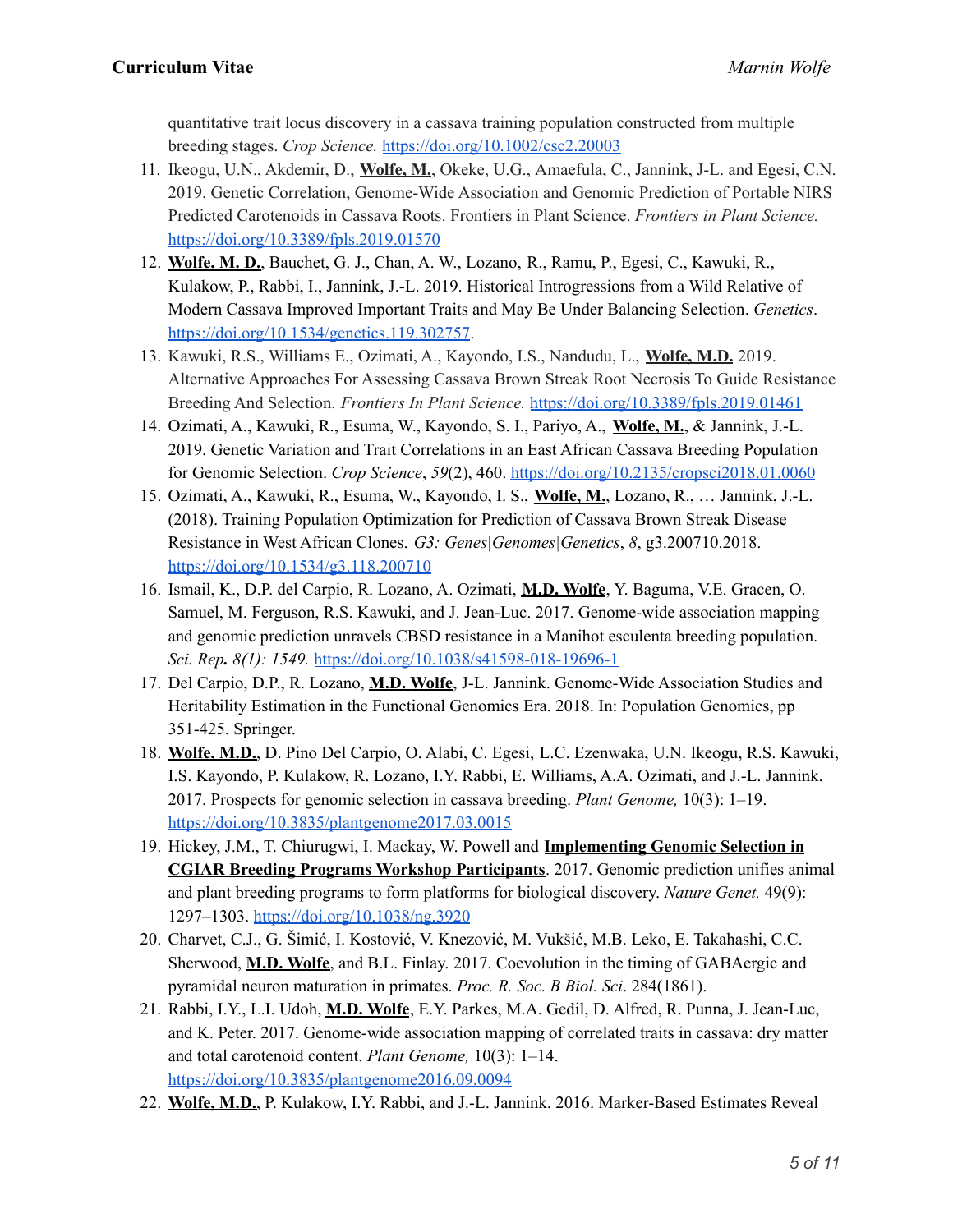quantitative trait locus discovery in a cassava training population constructed from multiple breeding stages. *Crop Science.* https://doi.org/10.1002/csc2.20003

11. Ikeogu, U.N., Akdemir, D., **Wolfe, M.**, Okeke, U.G., Amaefula, C., Jannink, J-L. and Egesi, C.N. 2019. Genetic Correlation, Genome-Wide Association and Genomic Prediction of Portable NIRS Predicted Carotenoids in Cassava Roots. Frontiers in Plant Science. *Frontiers in Plant Science.* https://doi.org/10.3389/fpls.2019.01570
12. **Wolfe, M. D.**, Bauchet, G. J., Chan, A. W., Lozano, R., Ramu, P., Egesi, C., Kawuki, R., Kulakow, P., Rabbi, I., Jannink, J.-L. 2019. Historical Introgressions from a Wild Relative of Modern Cassava Improved Important Traits and May Be Under Balancing Selection. *Genetics*. https://doi.org/10.1534/genetics.119.302757.
13. Kawuki, R.S., Williams E., Ozimati, A., Kayondo, I.S., Nandudu, L., **Wolfe, M.D.** 2019. Alternative Approaches For Assessing Cassava Brown Streak Root Necrosis To Guide Resistance Breeding And Selection. *Frontiers In Plant Science.* https://doi.org/10.3389/fpls.2019.01461
14. Ozimati, A., Kawuki, R., Esuma, W., Kayondo, S. I., Pariyo, A., **Wolfe, M.**, & Jannink, J.-L. 2019. Genetic Variation and Trait Correlations in an East African Cassava Breeding Population for Genomic Selection. *Crop Science*, *59*(2), 460. https://doi.org/10.2135/cropsci2018.01.0060
15. Ozimati, A., Kawuki, R., Esuma, W., Kayondo, I. S., **Wolfe, M.**, Lozano, R., … Jannink, J.-L. (2018). Training Population Optimization for Prediction of Cassava Brown Streak Disease Resistance in West African Clones. *G3: Genes|Genomes|Genetics*, *8*, g3.200710.2018. https://doi.org/10.1534/g3.118.200710
16. Ismail, K., D.P. del Carpio, R. Lozano, A. Ozimati, **M.D. Wolfe**, Y. Baguma, V.E. Gracen, O. Samuel, M. Ferguson, R.S. Kawuki, and J. Jean-Luc. 2017. Genome-wide association mapping and genomic prediction unravels CBSD resistance in a Manihot esculenta breeding population. *Sci. Rep. 8(1): 1549.* https://doi.org/10.1038/s41598-018-19696-1
17. Del Carpio, D.P., R. Lozano, **M.D. Wolfe**, J-L. Jannink. Genome-Wide Association Studies and Heritability Estimation in the Functional Genomics Era. 2018. In: Population Genomics, pp 351-425. Springer.
18. **Wolfe, M.D.**, D. Pino Del Carpio, O. Alabi, C. Egesi, L.C. Ezenwaka, U.N. Ikeogu, R.S. Kawuki, I.S. Kayondo, P. Kulakow, R. Lozano, I.Y. Rabbi, E. Williams, A.A. Ozimati, and J.-L. Jannink. 2017. Prospects for genomic selection in cassava breeding. *Plant Genome,* 10(3): 1–19. https://doi.org/10.3835/plantgenome2017.03.0015
19. Hickey, J.M., T. Chiurugwi, I. Mackay, W. Powell and **Implementing Genomic Selection in CGIAR Breeding Programs Workshop Participants**. 2017. Genomic prediction unifies animal and plant breeding programs to form platforms for biological discovery. *Nature Genet.* 49(9): 1297–1303. https://doi.org/10.1038/ng.3920
20. Charvet, C.J., G. Šimić, I. Kostović, V. Knezović, M. Vukšić, M.B. Leko, E. Takahashi, C.C. Sherwood, **M.D. Wolfe**, and B.L. Finlay. 2017. Coevolution in the timing of GABAergic and pyramidal neuron maturation in primates. *Proc. R. Soc. B Biol. Sci*. 284(1861).
21. Rabbi, I.Y., L.I. Udoh, **M.D. Wolfe**, E.Y. Parkes, M.A. Gedil, D. Alfred, R. Punna, J. Jean-Luc, and K. Peter. 2017. Genome-wide association mapping of correlated traits in cassava: dry matter and total carotenoid content. *Plant Genome,* 10(3): 1–14. https://doi.org/10.3835/plantgenome2016.09.0094
22. **Wolfe, M.D.**, P. Kulakow, I.Y. Rabbi, and J.-L. Jannink. 2016. Marker-Based Estimates Reveal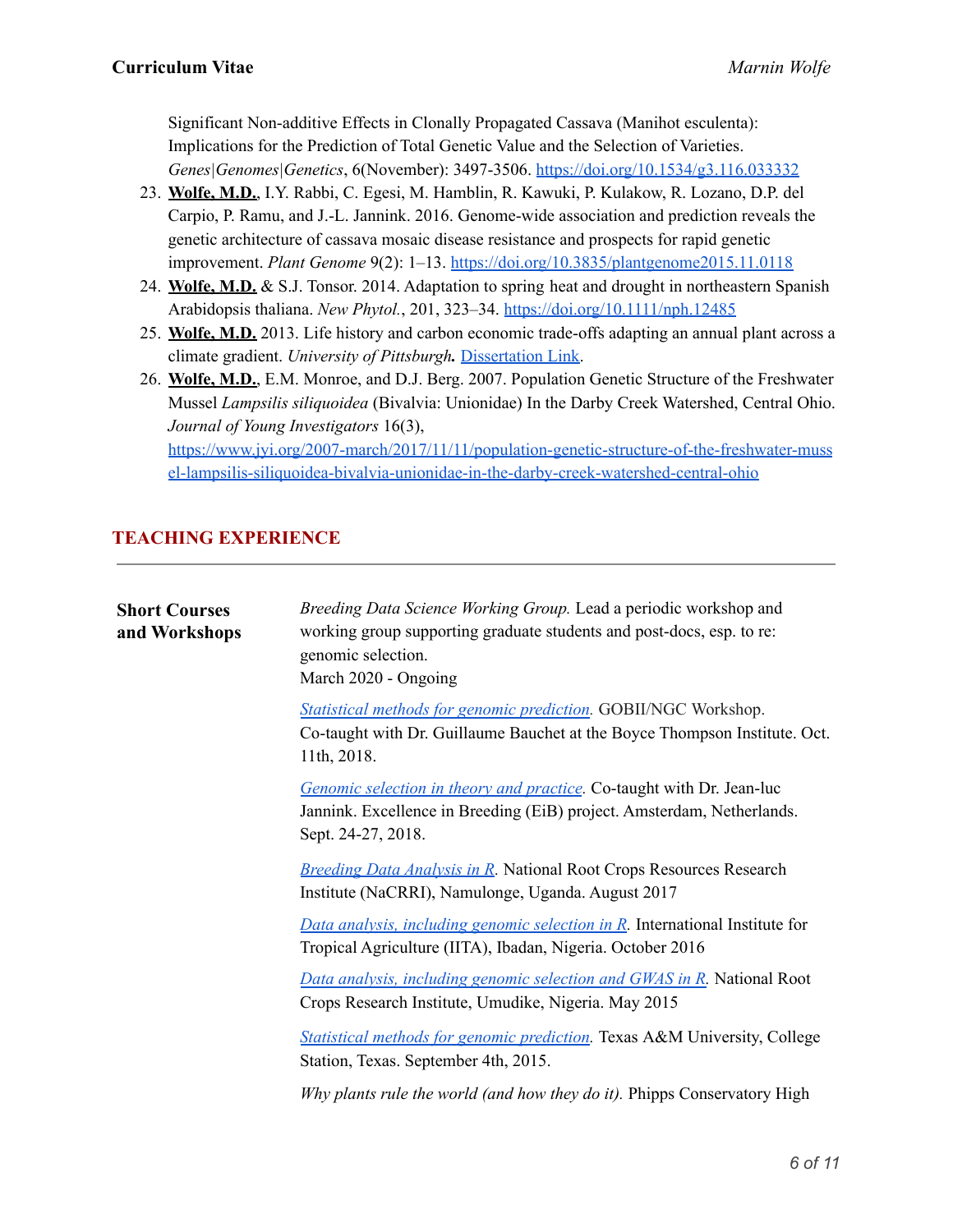Significant Non-additive Effects in Clonally Propagated Cassava (Manihot esculenta): Implications for the Prediction of Total Genetic Value and the Selection of Varieties. *Genes|Genomes|Genetics*, 6(November): 3497-3506. https://doi.org/10.1534/g3.116.033332

23. **Wolfe, M.D.**, I.Y. Rabbi, C. Egesi, M. Hamblin, R. Kawuki, P. Kulakow, R. Lozano, D.P. del Carpio, P. Ramu, and J.-L. Jannink. 2016. Genome-wide association and prediction reveals the genetic architecture of cassava mosaic disease resistance and prospects for rapid genetic improvement. *Plant Genome* 9(2): 1–13. https://doi.org/10.3835/plantgenome2015.11.0118
24. **Wolfe, M.D.** & S.J. Tonsor. 2014. Adaptation to spring heat and drought in northeastern Spanish Arabidopsis thaliana. *New Phytol.*, 201, 323–34. https://doi.org/10.1111/nph.12485
25. **Wolfe, M.D.** 2013. Life history and carbon economic trade-offs adapting an annual plant across a climate gradient. *University of Pittsburgh.* Dissertation Link.
26. **Wolfe, M.D.**, E.M. Monroe, and D.J. Berg. 2007. Population Genetic Structure of the Freshwater Mussel *Lampsilis siliquoidea* (Bivalvia: Unionidae) In the Darby Creek Watershed, Central Ohio. *Journal of Young Investigators* 16(3), https://www.jyi.org/2007-march/2017/11/11/population-genetic-structure-of-the-freshwater-mussel-lampsilis-siliquoidea-bivalvia-unionidae-in-the-darby-creek-watershed-central-ohio

## TEACHING EXPERIENCE

**Short Courses and Workshops**

*Breeding Data Science Working Group.* Lead a periodic workshop and working group supporting graduate students and post-docs, esp. to re: genomic selection.
March 2020 - Ongoing

*Statistical methods for genomic prediction.* GOBII/NGC Workshop. Co-taught with Dr. Guillaume Bauchet at the Boyce Thompson Institute. Oct. 11th, 2018.

*Genomic selection in theory and practice.* Co-taught with Dr. Jean-luc Jannink. Excellence in Breeding (EiB) project. Amsterdam, Netherlands. Sept. 24-27, 2018.

*Breeding Data Analysis in R.* National Root Crops Resources Research Institute (NaCRRI), Namulonge, Uganda. August 2017

*Data analysis, including genomic selection in R.* International Institute for Tropical Agriculture (IITA), Ibadan, Nigeria. October 2016

*Data analysis, including genomic selection and GWAS in R.* National Root Crops Research Institute, Umudike, Nigeria. May 2015

*Statistical methods for genomic prediction.* Texas A&M University, College Station, Texas. September 4th, 2015.

*Why plants rule the world (and how they do it).* Phipps Conservatory High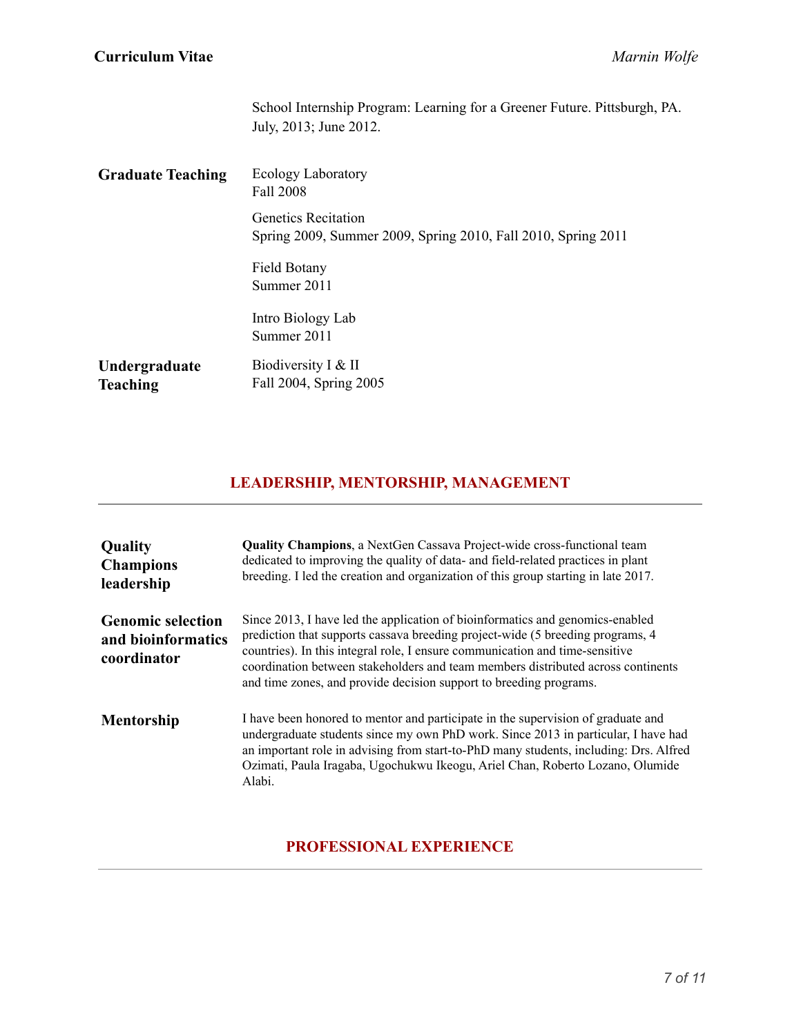School Internship Program: Learning for a Greener Future. Pittsburgh, PA. July, 2013; June 2012.

**Graduate Teaching**

Ecology Laboratory
Fall 2008

Genetics Recitation
Spring 2009, Summer 2009, Spring 2010, Fall 2010, Spring 2011

Field Botany
Summer 2011

Intro Biology Lab
Summer 2011

**Undergraduate Teaching**

Biodiversity I & II
Fall 2004, Spring 2005

## LEADERSHIP, MENTORSHIP, MANAGEMENT

**Quality Champions leadership**

**Quality Champions**, a NextGen Cassava Project-wide cross-functional team dedicated to improving the quality of data- and field-related practices in plant breeding. I led the creation and organization of this group starting in late 2017.

**Genomic selection and bioinformatics coordinator**

Since 2013, I have led the application of bioinformatics and genomics-enabled prediction that supports cassava breeding project-wide (5 breeding programs, 4 countries). In this integral role, I ensure communication and time-sensitive coordination between stakeholders and team members distributed across continents and time zones, and provide decision support to breeding programs.

**Mentorship**

I have been honored to mentor and participate in the supervision of graduate and undergraduate students since my own PhD work. Since 2013 in particular, I have had an important role in advising from start-to-PhD many students, including: Drs. Alfred Ozimati, Paula Iragaba, Ugochukwu Ikeogu, Ariel Chan, Roberto Lozano, Olumide Alabi.

## PROFESSIONAL EXPERIENCE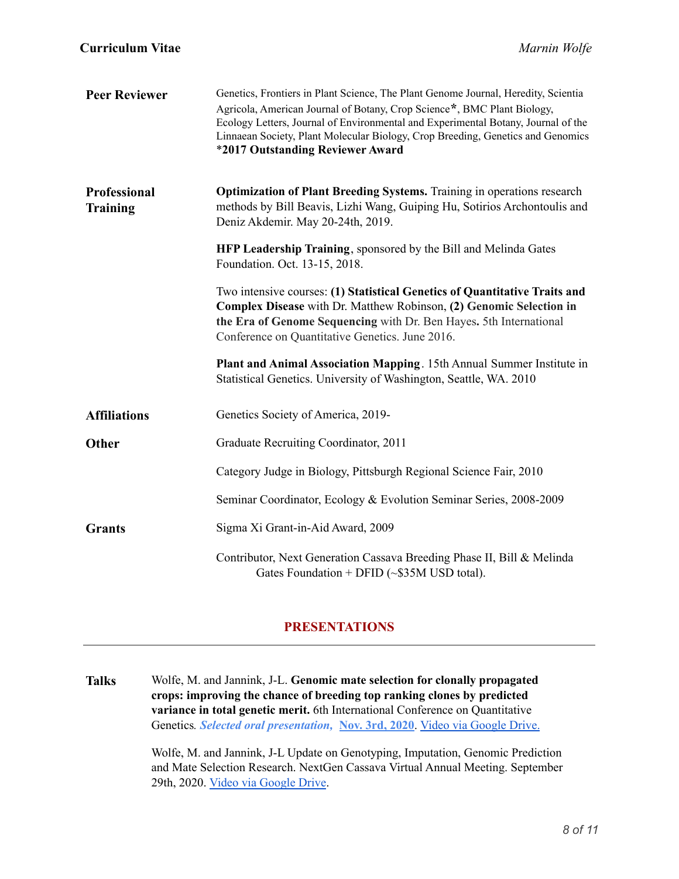**Peer Reviewer**

Genetics, Frontiers in Plant Science, The Plant Genome Journal, Heredity, Scientia Agricola, American Journal of Botany, Crop Science*, BMC Plant Biology, Ecology Letters, Journal of Environmental and Experimental Botany, Journal of the Linnaean Society, Plant Molecular Biology, Crop Breeding, Genetics and Genomics
***2017 Outstanding Reviewer Award**

**Professional Training**

**Optimization of Plant Breeding Systems.** Training in operations research methods by Bill Beavis, Lizhi Wang, Guiping Hu, Sotirios Archontoulis and Deniz Akdemir. May 20-24th, 2019.

**HFP Leadership Training**, sponsored by the Bill and Melinda Gates Foundation. Oct. 13-15, 2018.

Two intensive courses: **(1) Statistical Genetics of Quantitative Traits and Complex Disease** with Dr. Matthew Robinson, **(2) Genomic Selection in the Era of Genome Sequencing** with Dr. Ben Hayes**.** 5th International Conference on Quantitative Genetics. June 2016.

**Plant and Animal Association Mapping**. 15th Annual Summer Institute in Statistical Genetics. University of Washington, Seattle, WA. 2010

**Affiliations**

Genetics Society of America, 2019-

**Other**

Graduate Recruiting Coordinator, 2011

Category Judge in Biology, Pittsburgh Regional Science Fair, 2010

Seminar Coordinator, Ecology & Evolution Seminar Series, 2008-2009

**Grants**

Sigma Xi Grant-in-Aid Award, 2009

Contributor, Next Generation Cassava Breeding Phase II, Bill & Melinda Gates Foundation + DFID (~$35M USD total).

## PRESENTATIONS

**Talks**

Wolfe, M. and Jannink, J-L. **Genomic mate selection for clonally propagated crops: improving the chance of breeding top ranking clones by predicted variance in total genetic merit.** 6th International Conference on Quantitative Genetics*. **Selected oral presentation,*** **Nov. 3rd, 2020**. Video via Google Drive.

Wolfe, M. and Jannink, J-L Update on Genotyping, Imputation, Genomic Prediction and Mate Selection Research. NextGen Cassava Virtual Annual Meeting. September 29th, 2020. Video via Google Drive.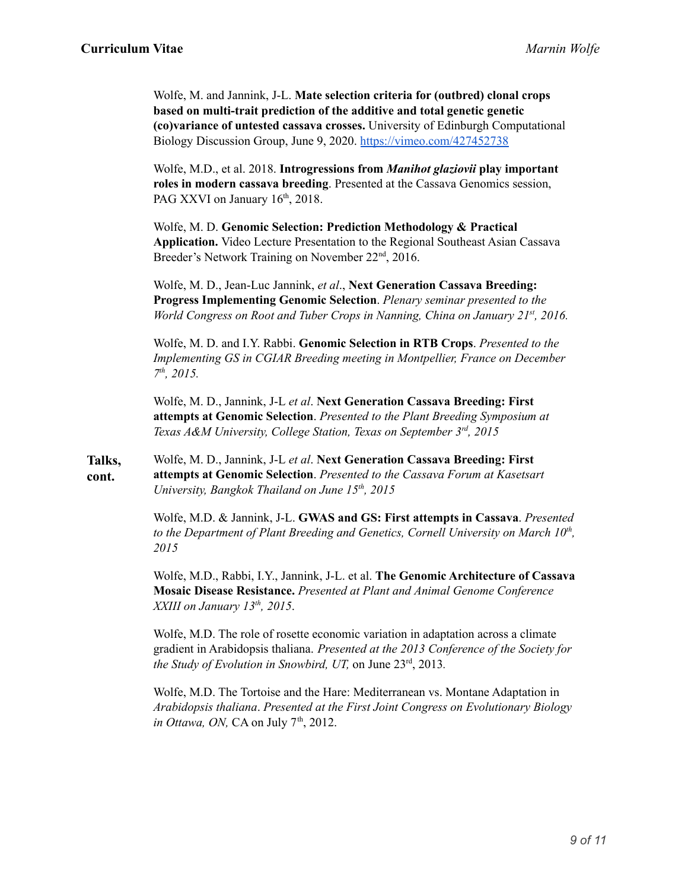Wolfe, M. and Jannink, J-L. **Mate selection criteria for (outbred) clonal crops based on multi-trait prediction of the additive and total genetic genetic (co)variance of untested cassava crosses.** University of Edinburgh Computational Biology Discussion Group, June 9, 2020. https://vimeo.com/427452738

Wolfe, M.D., et al. 2018. **Introgressions from *Manihot glaziovii* play important roles in modern cassava breeding**. Presented at the Cassava Genomics session, PAG XXVI on January 16th, 2018.

Wolfe, M. D. **Genomic Selection: Prediction Methodology & Practical Application.** Video Lecture Presentation to the Regional Southeast Asian Cassava Breeder's Network Training on November 22nd, 2016.

Wolfe, M. D., Jean-Luc Jannink, *et al*., **Next Generation Cassava Breeding: Progress Implementing Genomic Selection**. *Plenary seminar presented to the World Congress on Root and Tuber Crops in Nanning, China on January 21st, 2016.*

Wolfe, M. D. and I.Y. Rabbi. **Genomic Selection in RTB Crops**. *Presented to the Implementing GS in CGIAR Breeding meeting in Montpellier, France on December 7th, 2015.*

Wolfe, M. D., Jannink, J-L *et al*. **Next Generation Cassava Breeding: First attempts at Genomic Selection**. *Presented to the Plant Breeding Symposium at Texas A&M University, College Station, Texas on September 3rd, 2015*

**Talks, cont.**

Wolfe, M. D., Jannink, J-L *et al*. **Next Generation Cassava Breeding: First attempts at Genomic Selection**. *Presented to the Cassava Forum at Kasetsart University, Bangkok Thailand on June 15th, 2015*

Wolfe, M.D. & Jannink, J-L. **GWAS and GS: First attempts in Cassava**. *Presented to the Department of Plant Breeding and Genetics, Cornell University on March 10th, 2015*

Wolfe, M.D., Rabbi, I.Y., Jannink, J-L. et al. **The Genomic Architecture of Cassava Mosaic Disease Resistance.** *Presented at Plant and Animal Genome Conference XXIII on January 13th, 2015*.

Wolfe, M.D. The role of rosette economic variation in adaptation across a climate gradient in Arabidopsis thaliana. *Presented at the 2013 Conference of the Society for the Study of Evolution in Snowbird, UT,* on June 23rd, 2013.

Wolfe, M.D. The Tortoise and the Hare: Mediterranean vs. Montane Adaptation in *Arabidopsis thaliana*. *Presented at the First Joint Congress on Evolutionary Biology in Ottawa, ON,* CA on July 7th, 2012.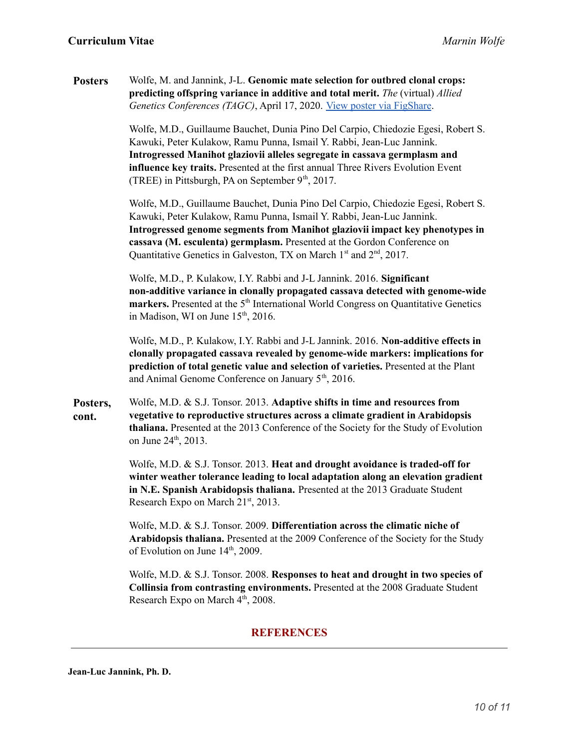**Posters**

Wolfe, M. and Jannink, J-L. **Genomic mate selection for outbred clonal crops: predicting offspring variance in additive and total merit.** *The* (virtual) *Allied Genetics Conferences (TAGC)*, April 17, 2020. [View poster via FigShare](#).

Wolfe, M.D., Guillaume Bauchet, Dunia Pino Del Carpio, Chiedozie Egesi, Robert S. Kawuki, Peter Kulakow, Ramu Punna, Ismail Y. Rabbi, Jean-Luc Jannink. **Introgressed Manihot glaziovii alleles segregate in cassava germplasm and influence key traits.** Presented at the first annual Three Rivers Evolution Event (TREE) in Pittsburgh, PA on September 9th, 2017.

Wolfe, M.D., Guillaume Bauchet, Dunia Pino Del Carpio, Chiedozie Egesi, Robert S. Kawuki, Peter Kulakow, Ramu Punna, Ismail Y. Rabbi, Jean-Luc Jannink. **Introgressed genome segments from Manihot glaziovii impact key phenotypes in cassava (M. esculenta) germplasm.** Presented at the Gordon Conference on Quantitative Genetics in Galveston, TX on March 1st and 2nd, 2017.

Wolfe, M.D., P. Kulakow, I.Y. Rabbi and J-L Jannink. 2016. **Significant non-additive variance in clonally propagated cassava detected with genome-wide markers.** Presented at the 5th International World Congress on Quantitative Genetics in Madison, WI on June 15th, 2016.

Wolfe, M.D., P. Kulakow, I.Y. Rabbi and J-L Jannink. 2016. **Non-additive effects in clonally propagated cassava revealed by genome-wide markers: implications for prediction of total genetic value and selection of varieties.** Presented at the Plant and Animal Genome Conference on January 5th, 2016.

**Posters, cont.**

Wolfe, M.D. & S.J. Tonsor. 2013. **Adaptive shifts in time and resources from vegetative to reproductive structures across a climate gradient in Arabidopsis thaliana.** Presented at the 2013 Conference of the Society for the Study of Evolution on June 24th, 2013.

Wolfe, M.D. & S.J. Tonsor. 2013. **Heat and drought avoidance is traded-off for winter weather tolerance leading to local adaptation along an elevation gradient in N.E. Spanish Arabidopsis thaliana.** Presented at the 2013 Graduate Student Research Expo on March 21st, 2013.

Wolfe, M.D. & S.J. Tonsor. 2009. **Differentiation across the climatic niche of Arabidopsis thaliana.** Presented at the 2009 Conference of the Society for the Study of Evolution on June 14th, 2009.

Wolfe, M.D. & S.J. Tonsor. 2008. **Responses to heat and drought in two species of Collinsia from contrasting environments.** Presented at the 2008 Graduate Student Research Expo on March 4th, 2008.

## REFERENCES

---

**Jean-Luc Jannink, Ph. D.**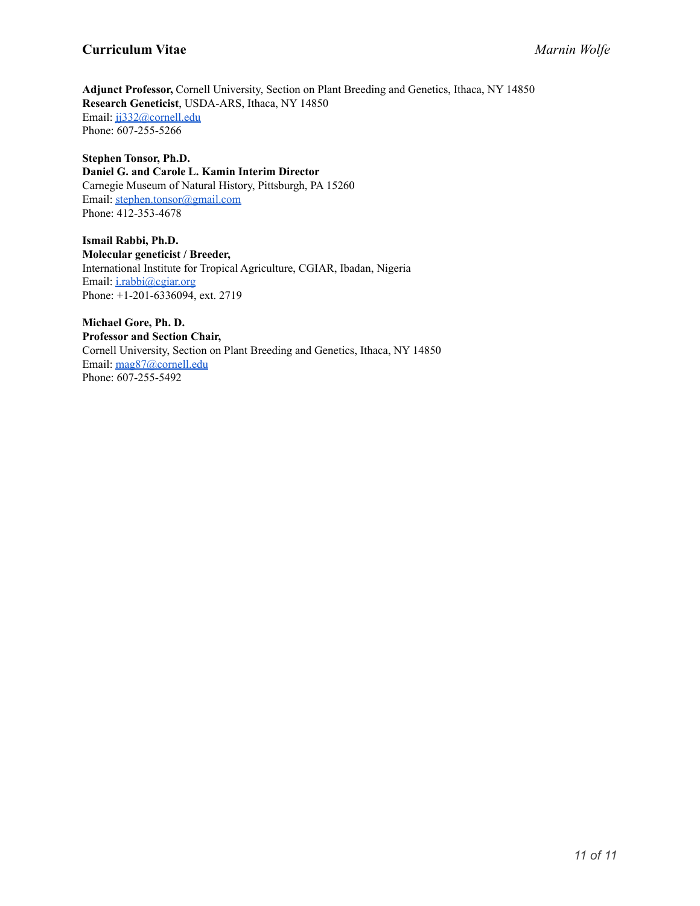**Adjunct Professor,** Cornell University, Section on Plant Breeding and Genetics, Ithaca, NY 14850
**Research Geneticist**, USDA-ARS, Ithaca, NY 14850
Email: jj332@cornell.edu
Phone: 607-255-5266

**Stephen Tonsor, Ph.D.**
**Daniel G. and Carole L. Kamin Interim Director**
Carnegie Museum of Natural History, Pittsburgh, PA 15260
Email: stephen.tonsor@gmail.com
Phone: 412-353-4678

**Ismail Rabbi, Ph.D.**
**Molecular geneticist / Breeder,**
International Institute for Tropical Agriculture, CGIAR, Ibadan, Nigeria
Email: i.rabbi@cgiar.org
Phone: +1-201-6336094, ext. 2719

**Michael Gore, Ph. D.**
**Professor and Section Chair,**
Cornell University, Section on Plant Breeding and Genetics, Ithaca, NY 14850
Email: mag87@cornell.edu
Phone: 607-255-5492